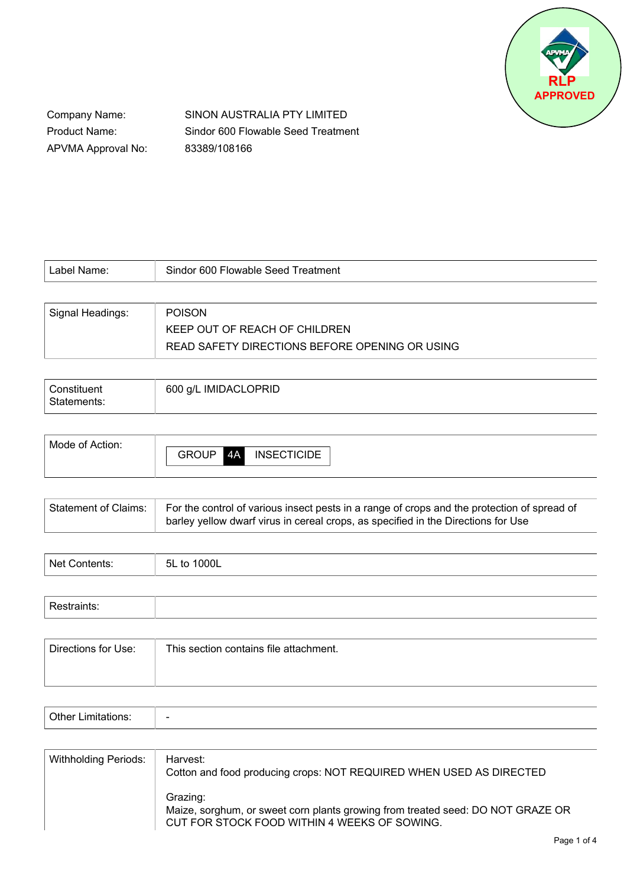RLP APPROVED

Company Name: SINON AUSTRALIA PTY LIMITED
Product Name: Sindor 600 Flowable Seed Treatment
APVMA Approval No: 83389/108166

| | |
|---|---|
| Label Name: | Sindor 600 Flowable Seed Treatment |
| Signal Headings: | POISON<br>KEEP OUT OF REACH OF CHILDREN<br>READ SAFETY DIRECTIONS BEFORE OPENING OR USING |
| Constituent Statements: | 600 g/L IMIDACLOPRID |
| Mode of Action: | GROUP 4A INSECTICIDE |
| Statement of Claims: | For the control of various insect pests in a range of crops and the protection of spread of barley yellow dwarf virus in cereal crops, as specified in the Directions for Use |
| Net Contents: | 5L to 1000L |
| Restraints: | |
| Directions for Use: | This section contains file attachment. |
| Other Limitations: | - |
| Withholding Periods: | Harvest:<br>Cotton and food producing crops: NOT REQUIRED WHEN USED AS DIRECTED<br><br>Grazing:<br>Maize, sorghum, or sweet corn plants growing from treated seed: DO NOT GRAZE OR CUT FOR STOCK FOOD WITHIN 4 WEEKS OF SOWING. |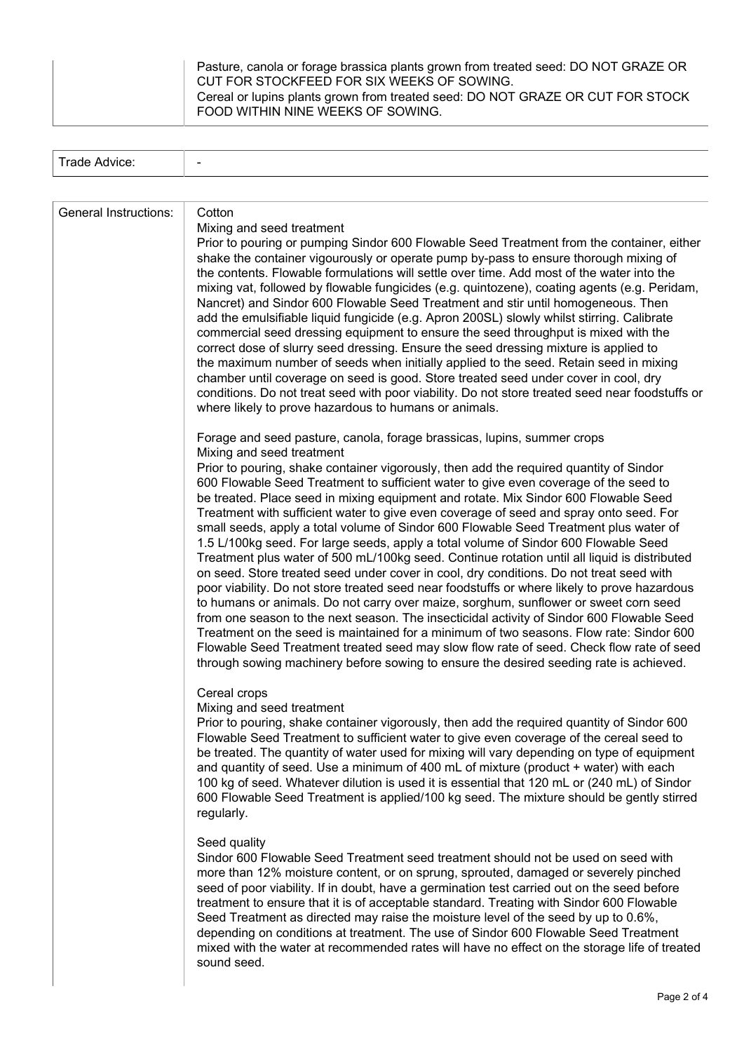| | |
|---|---|
| | Pasture, canola or forage brassica plants grown from treated seed: DO NOT GRAZE OR CUT FOR STOCKFEED FOR SIX WEEKS OF SOWING.<br>Cereal or lupins plants grown from treated seed: DO NOT GRAZE OR CUT FOR STOCK FOOD WITHIN NINE WEEKS OF SOWING. |

| | |
|---|---|
| Trade Advice: | - |

| | |
|---|---|
| General Instructions: | Cotton<br>Mixing and seed treatment<br>Prior to pouring or pumping Sindor 600 Flowable Seed Treatment from the container, either shake the container vigourously or operate pump by-pass to ensure thorough mixing of the contents. Flowable formulations will settle over time. Add most of the water into the mixing vat, followed by flowable fungicides (e.g. quintozene), coating agents (e.g. Peridam, Nancret) and Sindor 600 Flowable Seed Treatment and stir until homogeneous. Then add the emulsifiable liquid fungicide (e.g. Apron 200SL) slowly whilst stirring. Calibrate commercial seed dressing equipment to ensure the seed throughput is mixed with the correct dose of slurry seed dressing. Ensure the seed dressing mixture is applied to the maximum number of seeds when initially applied to the seed. Retain seed in mixing chamber until coverage on seed is good. Store treated seed under cover in cool, dry conditions. Do not treat seed with poor viability. Do not store treated seed near foodstuffs or where likely to prove hazardous to humans or animals.<br><br>Forage and seed pasture, canola, forage brassicas, lupins, summer crops<br>Mixing and seed treatment<br>Prior to pouring, shake container vigorously, then add the required quantity of Sindor 600 Flowable Seed Treatment to sufficient water to give even coverage of the seed to be treated. Place seed in mixing equipment and rotate. Mix Sindor 600 Flowable Seed Treatment with sufficient water to give even coverage of seed and spray onto seed. For small seeds, apply a total volume of Sindor 600 Flowable Seed Treatment plus water of 1.5 L/100kg seed. For large seeds, apply a total volume of Sindor 600 Flowable Seed Treatment plus water of 500 mL/100kg seed. Continue rotation until all liquid is distributed on seed. Store treated seed under cover in cool, dry conditions. Do not treat seed with poor viability. Do not store treated seed near foodstuffs or where likely to prove hazardous to humans or animals. Do not carry over maize, sorghum, sunflower or sweet corn seed from one season to the next season. The insecticidal activity of Sindor 600 Flowable Seed Treatment on the seed is maintained for a minimum of two seasons. Flow rate: Sindor 600 Flowable Seed Treatment treated seed may slow flow rate of seed. Check flow rate of seed through sowing machinery before sowing to ensure the desired seeding rate is achieved.<br><br>Cereal crops<br>Mixing and seed treatment<br>Prior to pouring, shake container vigorously, then add the required quantity of Sindor 600 Flowable Seed Treatment to sufficient water to give even coverage of the cereal seed to be treated. The quantity of water used for mixing will vary depending on type of equipment and quantity of seed. Use a minimum of 400 mL of mixture (product + water) with each 100 kg of seed. Whatever dilution is used it is essential that 120 mL or (240 mL) of Sindor 600 Flowable Seed Treatment is applied/100 kg seed. The mixture should be gently stirred regularly.<br><br>Seed quality<br>Sindor 600 Flowable Seed Treatment seed treatment should not be used on seed with more than 12% moisture content, or on sprung, sprouted, damaged or severely pinched seed of poor viability. If in doubt, have a germination test carried out on the seed before treatment to ensure that it is of acceptable standard. Treating with Sindor 600 Flowable Seed Treatment as directed may raise the moisture level of the seed by up to 0.6%, depending on conditions at treatment. The use of Sindor 600 Flowable Seed Treatment mixed with the water at recommended rates will have no effect on the storage life of treated sound seed. |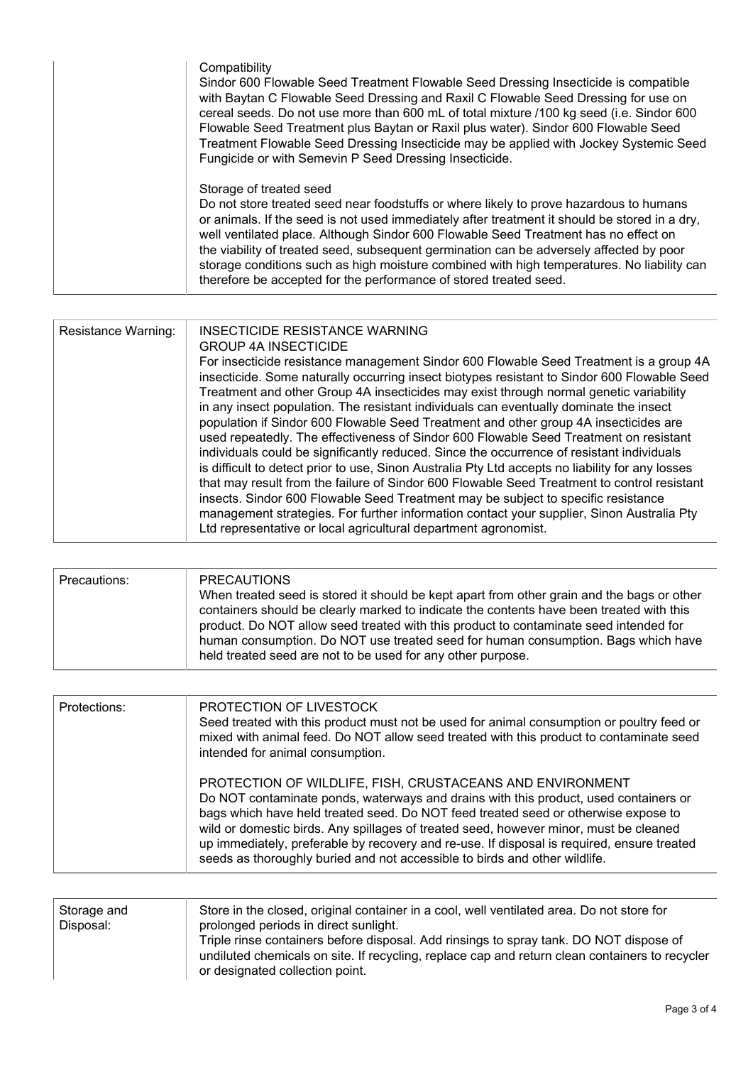| | |
|---|---|
| | Compatibility<br>Sindor 600 Flowable Seed Treatment Flowable Seed Dressing Insecticide is compatible with Baytan C Flowable Seed Dressing and Raxil C Flowable Seed Dressing for use on cereal seeds. Do not use more than 600 mL of total mixture /100 kg seed (i.e. Sindor 600 Flowable Seed Treatment plus Baytan or Raxil plus water). Sindor 600 Flowable Seed Treatment Flowable Seed Dressing Insecticide may be applied with Jockey Systemic Seed Fungicide or with Semevin P Seed Dressing Insecticide.<br><br>Storage of treated seed<br>Do not store treated seed near foodstuffs or where likely to prove hazardous to humans or animals. If the seed is not used immediately after treatment it should be stored in a dry, well ventilated place. Although Sindor 600 Flowable Seed Treatment has no effect on the viability of treated seed, subsequent germination can be adversely affected by poor storage conditions such as high moisture combined with high temperatures. No liability can therefore be accepted for the performance of stored treated seed. |

| | |
|---|---|
| Resistance Warning: | INSECTICIDE RESISTANCE WARNING<br>GROUP 4A INSECTICIDE<br>For insecticide resistance management Sindor 600 Flowable Seed Treatment is a group 4A insecticide. Some naturally occurring insect biotypes resistant to Sindor 600 Flowable Seed Treatment and other Group 4A insecticides may exist through normal genetic variability in any insect population. The resistant individuals can eventually dominate the insect population if Sindor 600 Flowable Seed Treatment and other group 4A insecticides are used repeatedly. The effectiveness of Sindor 600 Flowable Seed Treatment on resistant individuals could be significantly reduced. Since the occurrence of resistant individuals is difficult to detect prior to use, Sinon Australia Pty Ltd accepts no liability for any losses that may result from the failure of Sindor 600 Flowable Seed Treatment to control resistant insects. Sindor 600 Flowable Seed Treatment may be subject to specific resistance management strategies. For further information contact your supplier, Sinon Australia Pty Ltd representative or local agricultural department agronomist. |

| | |
|---|---|
| Precautions: | PRECAUTIONS<br>When treated seed is stored it should be kept apart from other grain and the bags or other containers should be clearly marked to indicate the contents have been treated with this product. Do NOT allow seed treated with this product to contaminate seed intended for human consumption. Do NOT use treated seed for human consumption. Bags which have held treated seed are not to be used for any other purpose. |

| | |
|---|---|
| Protections: | PROTECTION OF LIVESTOCK<br>Seed treated with this product must not be used for animal consumption or poultry feed or mixed with animal feed. Do NOT allow seed treated with this product to contaminate seed intended for animal consumption.<br><br>PROTECTION OF WILDLIFE, FISH, CRUSTACEANS AND ENVIRONMENT<br>Do NOT contaminate ponds, waterways and drains with this product, used containers or bags which have held treated seed. Do NOT feed treated seed or otherwise expose to wild or domestic birds. Any spillages of treated seed, however minor, must be cleaned up immediately, preferable by recovery and re-use. If disposal is required, ensure treated seeds as thoroughly buried and not accessible to birds and other wildlife. |

| | |
|---|---|
| Storage and Disposal: | Store in the closed, original container in a cool, well ventilated area. Do not store for prolonged periods in direct sunlight.<br>Triple rinse containers before disposal. Add rinsings to spray tank. DO NOT dispose of undiluted chemicals on site. If recycling, replace cap and return clean containers to recycler or designated collection point. |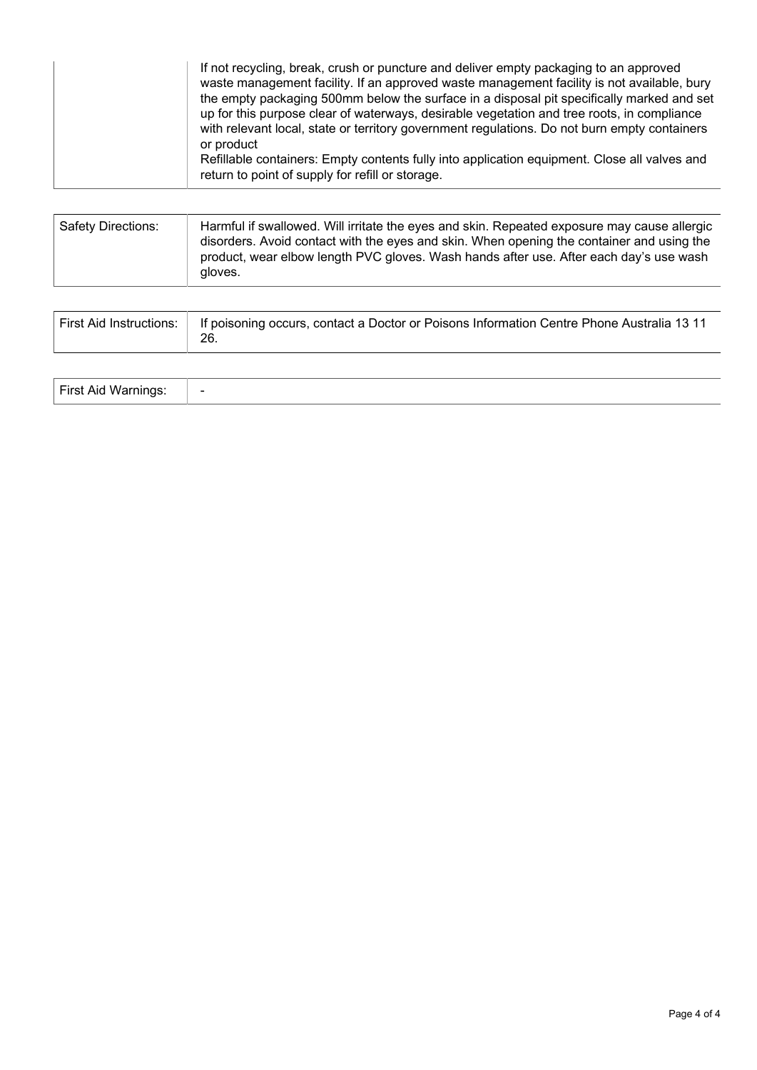| | |
|---|---|
| | If not recycling, break, crush or puncture and deliver empty packaging to an approved waste management facility. If an approved waste management facility is not available, bury the empty packaging 500mm below the surface in a disposal pit specifically marked and set up for this purpose clear of waterways, desirable vegetation and tree roots, in compliance with relevant local, state or territory government regulations. Do not burn empty containers or product<br>Refillable containers: Empty contents fully into application equipment. Close all valves and return to point of supply for refill or storage. |

| | |
|---|---|
| Safety Directions: | Harmful if swallowed. Will irritate the eyes and skin. Repeated exposure may cause allergic disorders. Avoid contact with the eyes and skin. When opening the container and using the product, wear elbow length PVC gloves. Wash hands after use. After each day's use wash gloves. |

| | |
|---|---|
| First Aid Instructions: | If poisoning occurs, contact a Doctor or Poisons Information Centre Phone Australia 13 11 26. |

| | |
|---|---|
| First Aid Warnings: | - |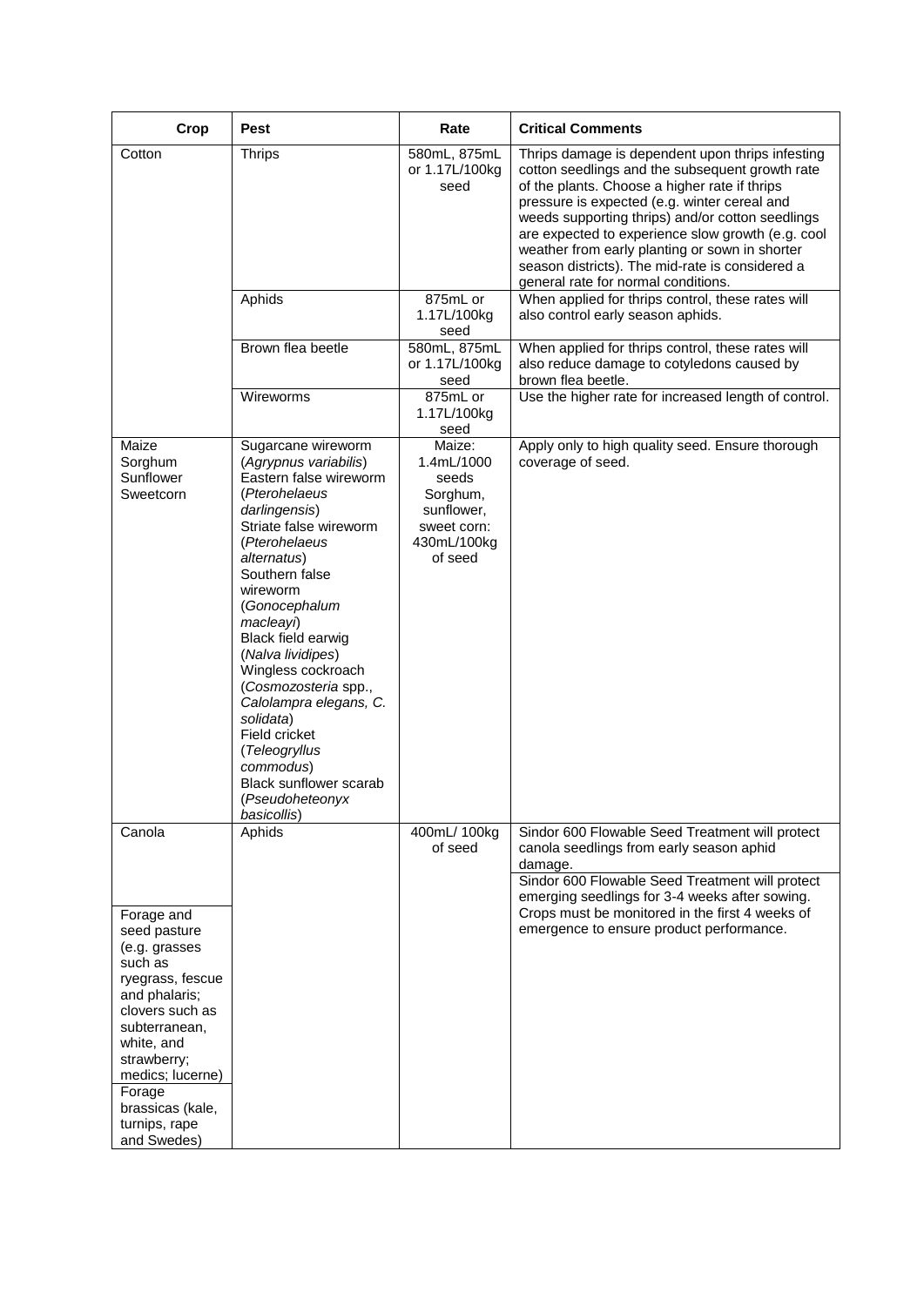| Crop | Pest | Rate | Critical Comments |
|---|---|---|---|
| Cotton | Thrips | 580mL, 875mL or 1.17L/100kg seed | Thrips damage is dependent upon thrips infesting cotton seedlings and the subsequent growth rate of the plants. Choose a higher rate if thrips pressure is expected (e.g. winter cereal and weeds supporting thrips) and/or cotton seedlings are expected to experience slow growth (e.g. cool weather from early planting or sown in shorter season districts). The mid-rate is considered a general rate for normal conditions. |
| | Aphids | 875mL or 1.17L/100kg seed | When applied for thrips control, these rates will also control early season aphids. |
| | Brown flea beetle | 580mL, 875mL or 1.17L/100kg seed | When applied for thrips control, these rates will also reduce damage to cotyledons caused by brown flea beetle. |
| | Wireworms | 875mL or 1.17L/100kg seed | Use the higher rate for increased length of control. |
| Maize<br>Sorghum<br>Sunflower<br>Sweetcorn | Sugarcane wireworm (*Agrypnus variabilis*)<br>Eastern false wireworm (*Pterohelaeus darlingensis*)<br>Striate false wireworm (*Pterohelaeus alternatus*)<br>Southern false wireworm (*Gonocephalum macleayi*)<br>Black field earwig (*Nalva lividipes*)<br>Wingless cockroach (*Cosmozosteria* spp., *Calolampra elegans, C. solidata*)<br>Field cricket (*Teleogryllus commodus*)<br>Black sunflower scarab (*Pseudoheteonyx basicollis*) | Maize: 1.4mL/1000 seeds<br>Sorghum, sunflower, sweet corn: 430mL/100kg of seed | Apply only to high quality seed. Ensure thorough coverage of seed. |
| Canola | Aphids | 400mL/ 100kg of seed | Sindor 600 Flowable Seed Treatment will protect canola seedlings from early season aphid damage. |
| Forage and seed pasture (e.g. grasses such as ryegrass, fescue and phalaris; clovers such as subterranean, white, and strawberry; medics; lucerne)<br>Forage brassicas (kale, turnips, rape and Swedes) | | | Sindor 600 Flowable Seed Treatment will protect emerging seedlings for 3-4 weeks after sowing. Crops must be monitored in the first 4 weeks of emergence to ensure product performance. |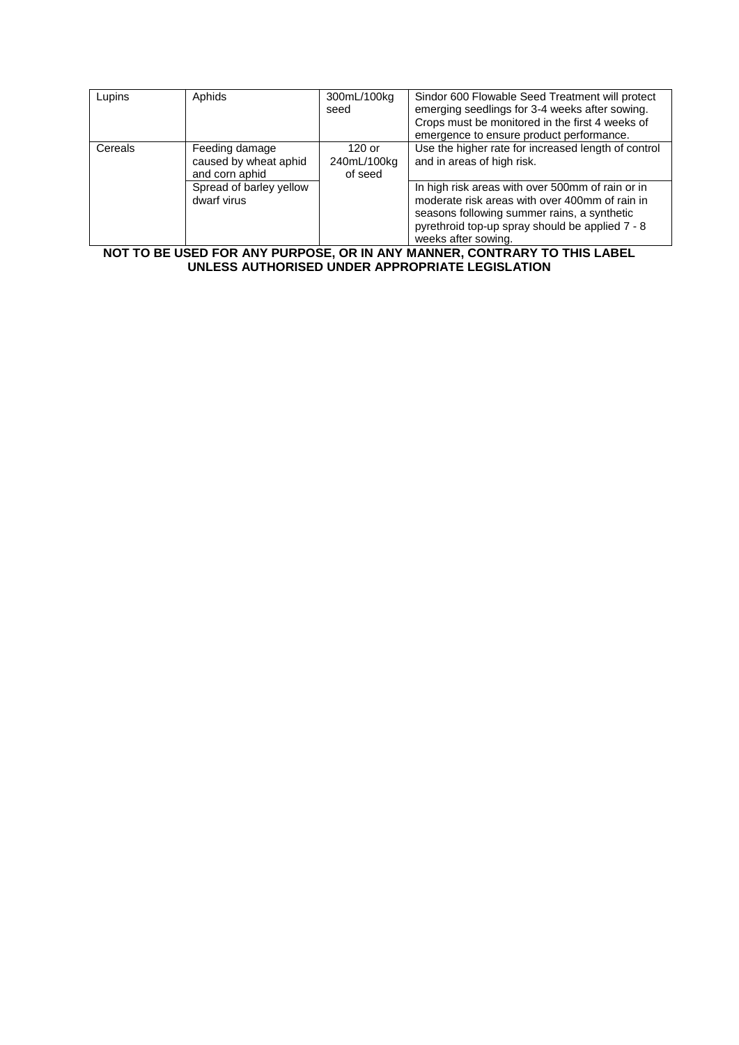| | | | |
|---|---|---|---|
| Lupins | Aphids | 300mL/100kg seed | Sindor 600 Flowable Seed Treatment will protect emerging seedlings for 3-4 weeks after sowing. Crops must be monitored in the first 4 weeks of emergence to ensure product performance. |
| Cereals | Feeding damage caused by wheat aphid and corn aphid | 120 or 240mL/100kg of seed | Use the higher rate for increased length of control and in areas of high risk. |
| | Spread of barley yellow dwarf virus | | In high risk areas with over 500mm of rain or in moderate risk areas with over 400mm of rain in seasons following summer rains, a synthetic pyrethroid top-up spray should be applied 7 - 8 weeks after sowing. |

**NOT TO BE USED FOR ANY PURPOSE, OR IN ANY MANNER, CONTRARY TO THIS LABEL UNLESS AUTHORISED UNDER APPROPRIATE LEGISLATION**